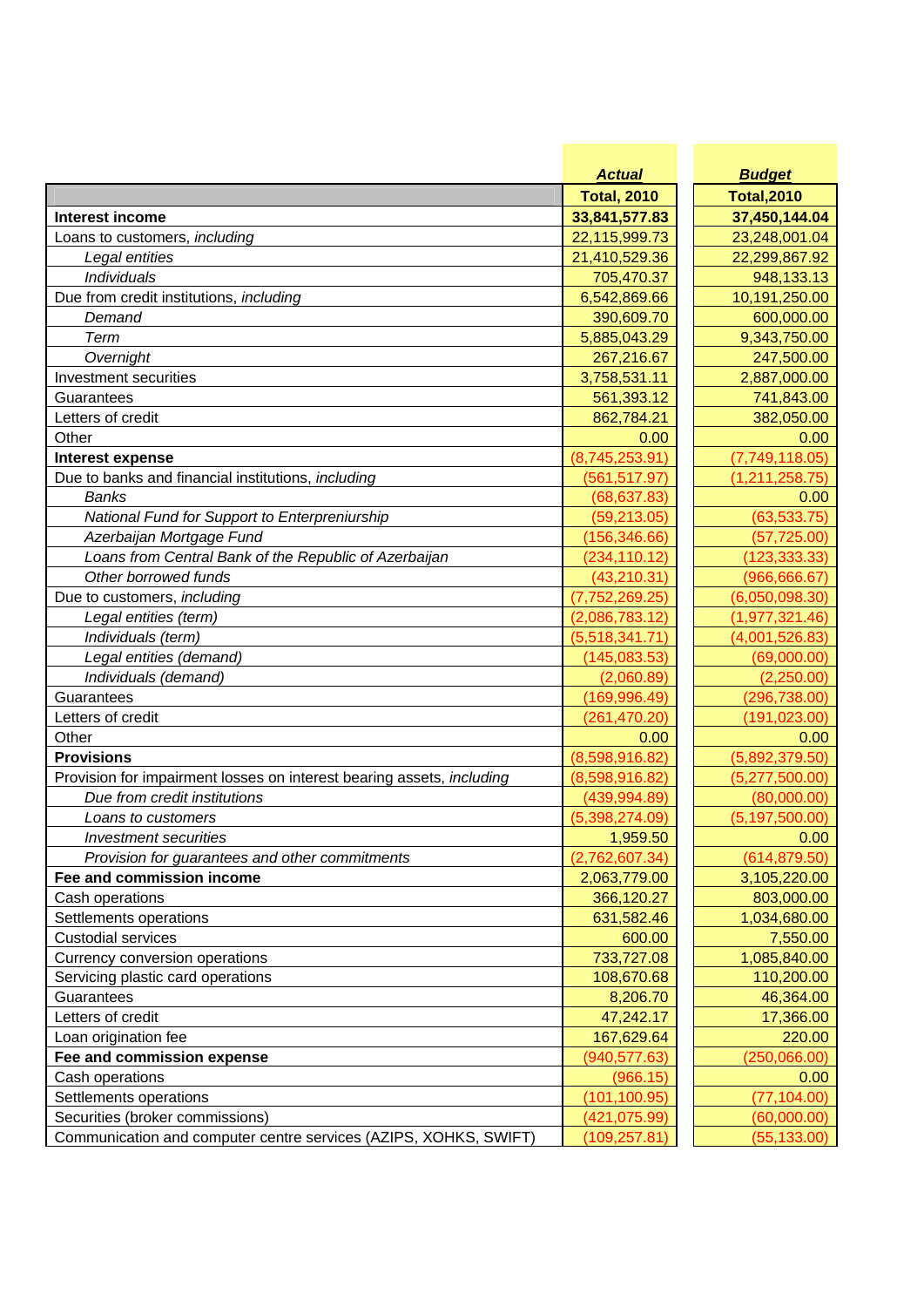|  | Actual | Budget |
|---|---|---|
|  | **Total, 2010** | **Total,2010** |
| **Interest income** | **33,841,577.83** | **37,450,144.04** |
| Loans to customers, *including* | 22,115,999.73 | 23,248,001.04 |
| *Legal entities* | 21,410,529.36 | 22,299,867.92 |
| *Individuals* | 705,470.37 | 948,133.13 |
| Due from credit institutions, *including* | 6,542,869.66 | 10,191,250.00 |
| *Demand* | 390,609.70 | 600,000.00 |
| *Term* | 5,885,043.29 | 9,343,750.00 |
| *Overnight* | 267,216.67 | 247,500.00 |
| Investment securities | 3,758,531.11 | 2,887,000.00 |
| Guarantees | 561,393.12 | 741,843.00 |
| Letters of credit | 862,784.21 | 382,050.00 |
| Other | 0.00 | 0.00 |
| **Interest expense** | (8,745,253.91) | (7,749,118.05) |
| Due to banks and financial institutions, *including* | (561,517.97) | (1,211,258.75) |
| *Banks* | (68,637.83) | 0.00 |
| *National Fund for Support to Enterpreniurship* | (59,213.05) | (63,533.75) |
| *Azerbaijan Mortgage Fund* | (156,346.66) | (57,725.00) |
| *Loans from Central Bank of the Republic of Azerbaijan* | (234,110.12) | (123,333.33) |
| *Other borrowed funds* | (43,210.31) | (966,666.67) |
| Due to customers, *including* | (7,752,269.25) | (6,050,098.30) |
| *Legal entities (term)* | (2,086,783.12) | (1,977,321.46) |
| *Individuals (term)* | (5,518,341.71) | (4,001,526.83) |
| *Legal entities (demand)* | (145,083.53) | (69,000.00) |
| *Individuals (demand)* | (2,060.89) | (2,250.00) |
| Guarantees | (169,996.49) | (296,738.00) |
| Letters of credit | (261,470.20) | (191,023.00) |
| Other | 0.00 | 0.00 |
| **Provisions** | (8,598,916.82) | (5,892,379.50) |
| Provision for impairment losses on interest bearing assets, *including* | (8,598,916.82) | (5,277,500.00) |
| *Due from credit institutions* | (439,994.89) | (80,000.00) |
| *Loans to customers* | (5,398,274.09) | (5,197,500.00) |
| *Investment securities* | 1,959.50 | 0.00 |
| *Provision for guarantees and other commitments* | (2,762,607.34) | (614,879.50) |
| **Fee and commission income** | 2,063,779.00 | 3,105,220.00 |
| Cash operations | 366,120.27 | 803,000.00 |
| Settlements operations | 631,582.46 | 1,034,680.00 |
| Custodial services | 600.00 | 7,550.00 |
| Currency conversion operations | 733,727.08 | 1,085,840.00 |
| Servicing plastic card operations | 108,670.68 | 110,200.00 |
| Guarantees | 8,206.70 | 46,364.00 |
| Letters of credit | 47,242.17 | 17,366.00 |
| Loan origination fee | 167,629.64 | 220.00 |
| **Fee and commission expense** | (940,577.63) | (250,066.00) |
| Cash operations | (966.15) | 0.00 |
| Settlements operations | (101,100.95) | (77,104.00) |
| Securities (broker commissions) | (421,075.99) | (60,000.00) |
| Communication and computer centre services (AZIPS, XOHKS, SWIFT) | (109,257.81) | (55,133.00) |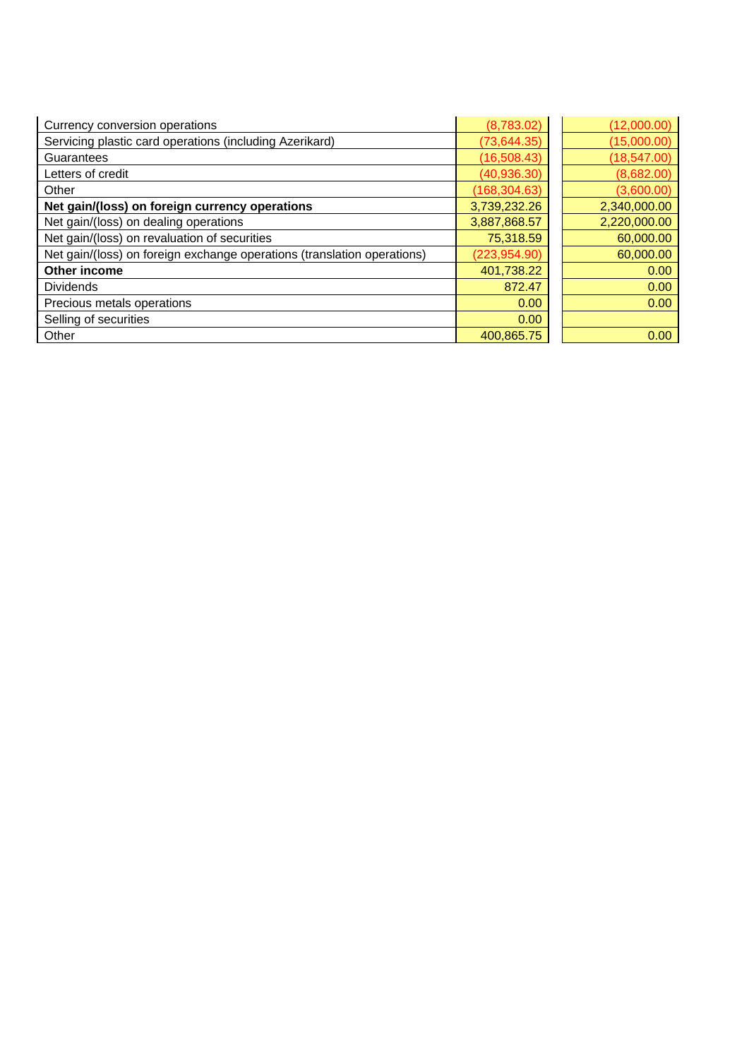| | | |
|---|---|---|
| Currency conversion operations | (8,783.02) | (12,000.00) |
| Servicing plastic card operations (including Azerikard) | (73,644.35) | (15,000.00) |
| Guarantees | (16,508.43) | (18,547.00) |
| Letters of credit | (40,936.30) | (8,682.00) |
| Other | (168,304.63) | (3,600.00) |
| **Net gain/(loss) on foreign currency operations** | 3,739,232.26 | 2,340,000.00 |
| Net gain/(loss) on dealing operations | 3,887,868.57 | 2,220,000.00 |
| Net gain/(loss) on revaluation of securities | 75,318.59 | 60,000.00 |
| Net gain/(loss) on foreign exchange operations (translation operations) | (223,954.90) | 60,000.00 |
| **Other income** | 401,738.22 | 0.00 |
| Dividends | 872.47 | 0.00 |
| Precious metals operations | 0.00 | 0.00 |
| Selling of securities | 0.00 | |
| Other | 400,865.75 | 0.00 |